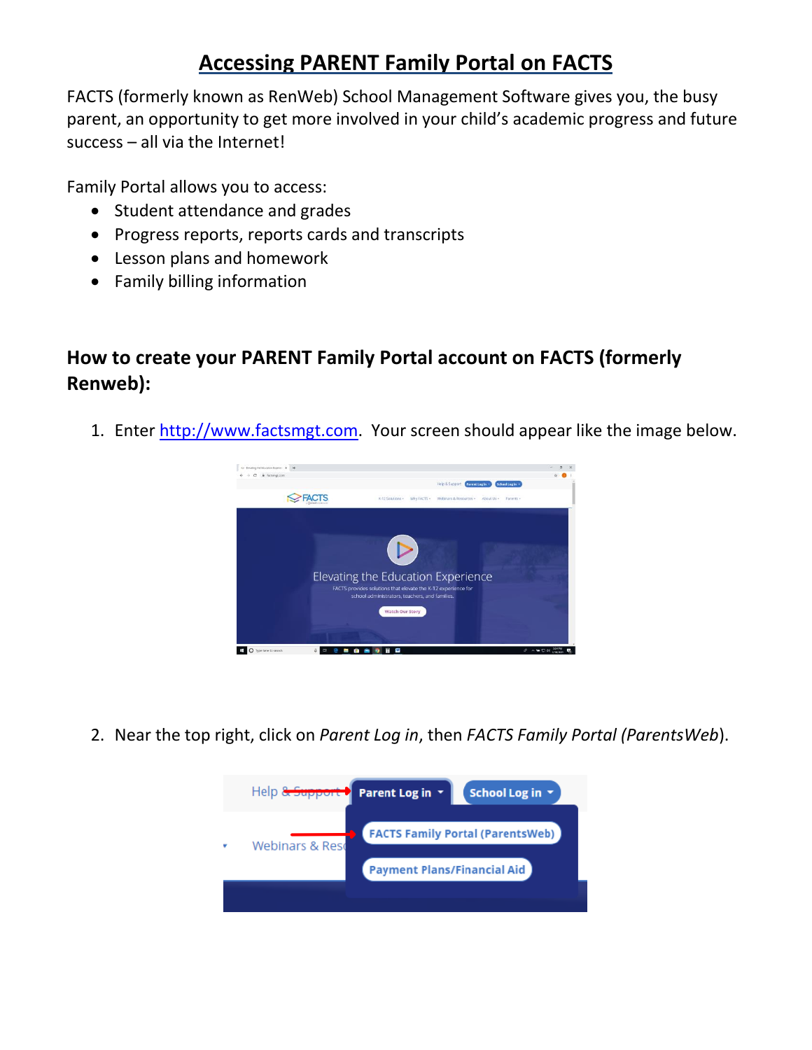# Accessing PARENT Family Portal on FACTS

FACTS (formerly known as RenWeb) School Management Software gives you, the busy parent, an opportunity to get more involved in your child's academic progress and future success – all via the Internet!

Family Portal allows you to access:

- Student attendance and grades
- Progress reports, reports cards and transcripts
- Lesson plans and homework
- Family billing information

## How to create your PARENT Family Portal account on FACTS (formerly Renweb):

1. Enter [http://www.factsmgt.com](http://www.factsmgt.com). Your screen should appear like the image below.

2. Near the top right, click on *Parent Log in*, then *FACTS Family Portal (ParentsWeb)*.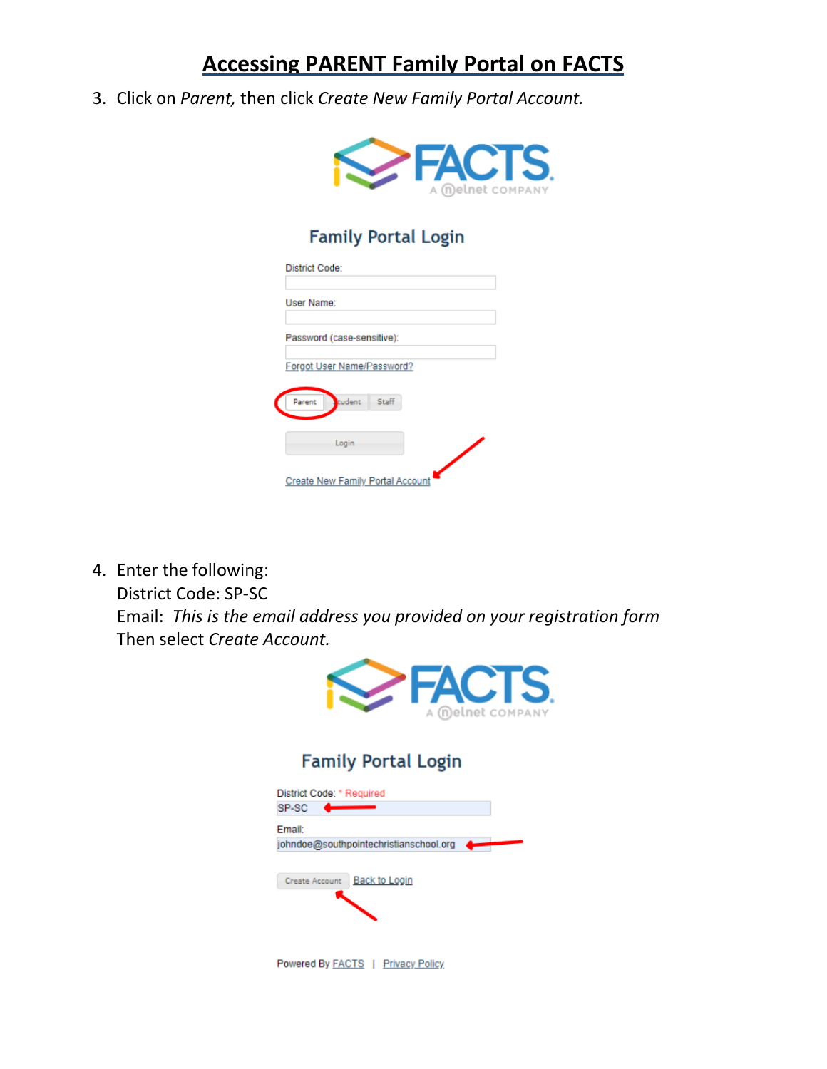# Accessing PARENT Family Portal on FACTS

3. Click on *Parent,* then click *Create New Family Portal Account.*

4. Enter the following:
   District Code: SP-SC
   Email: *This is the email address you provided on your registration form*
   Then select *Create Account.*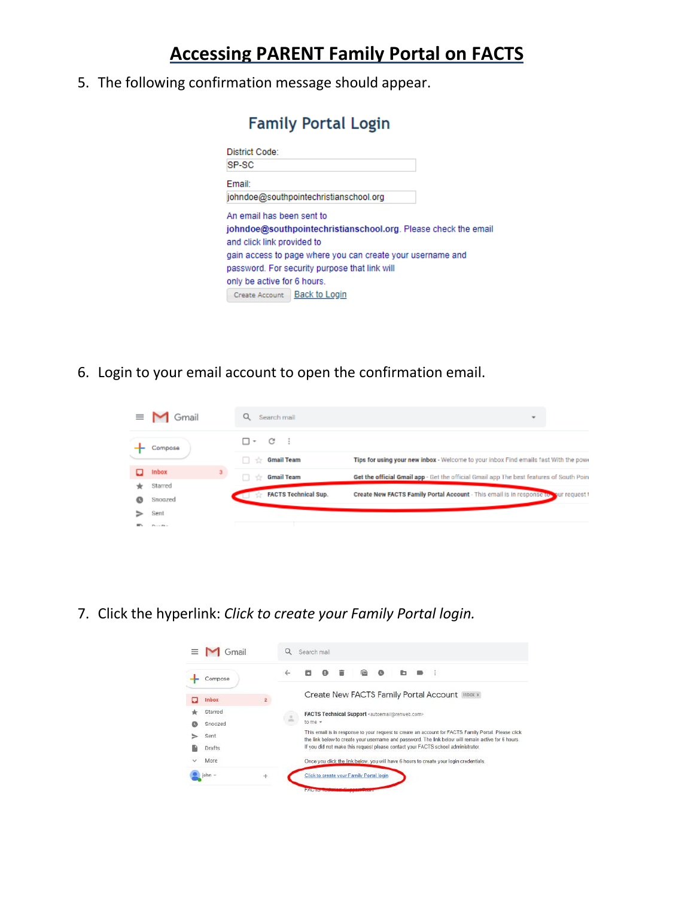# Accessing PARENT Family Portal on FACTS

5. The following confirmation message should appear.

Family Portal Login

District Code:
SP-SC

Email:
johndoe@southpointechristianschool.org

An email has been sent to **johndoe@southpointechristianschool.org**. Please check the email and click link provided to gain access to page where you can create your username and password. For security purpose that link will only be active for 6 hours.

Create Account | Back to Login

6. Login to your email account to open the confirmation email.

7. Click the hyperlink: *Click to create your Family Portal login.*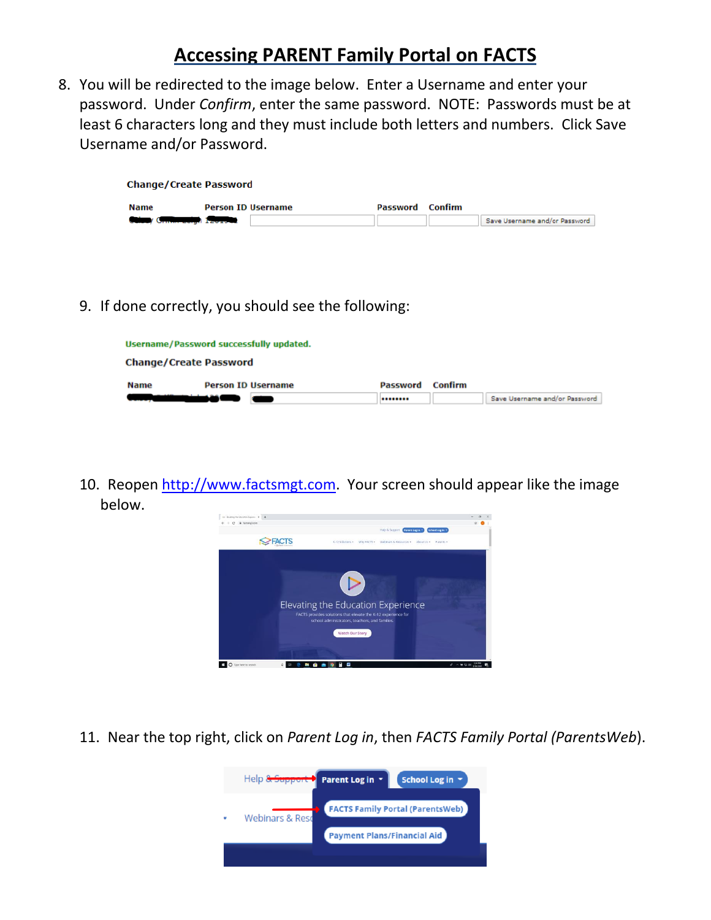# Accessing PARENT Family Portal on FACTS

8. You will be redirected to the image below. Enter a Username and enter your password. Under *Confirm*, enter the same password. NOTE: Passwords must be at least 6 characters long and they must include both letters and numbers. Click Save Username and/or Password.

**Change/Create Password**

| Name | Person ID | Username | Password | Confirm | |
|---|---|---|---|---|---|
| | | | | | Save Username and/or Password |

9. If done correctly, you should see the following:

Username/Password successfully updated.

**Change/Create Password**

| Name | Person ID | Username | Password | Confirm | |
|---|---|---|---|---|---|
| | | | •••••••• | | Save Username and/or Password |

10. Reopen http://www.factsmgt.com. Your screen should appear like the image below.

11. Near the top right, click on *Parent Log in*, then *FACTS Family Portal (ParentsWeb)*.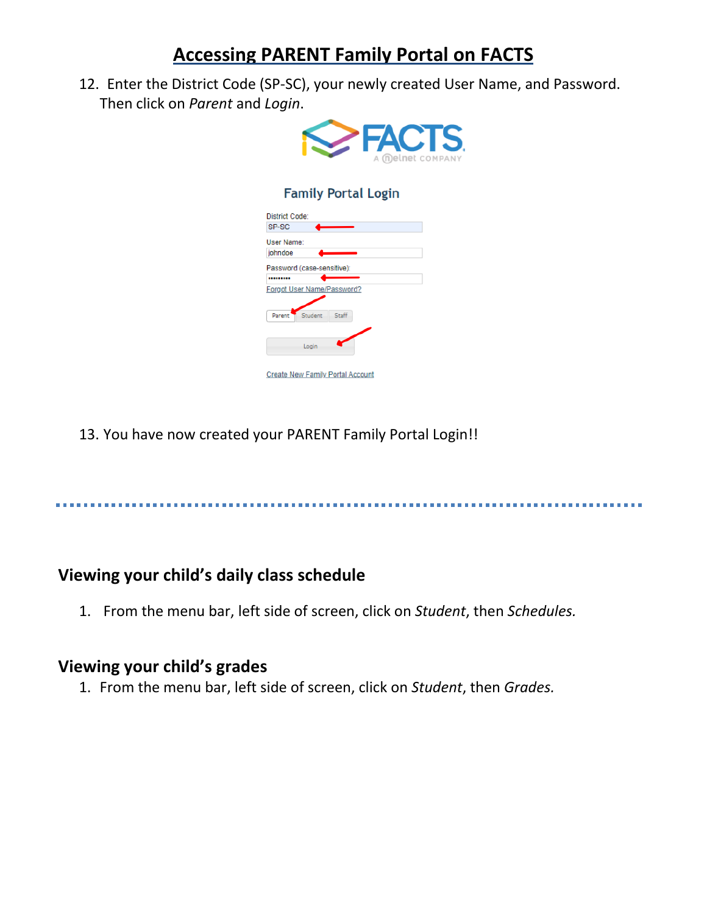# Accessing PARENT Family Portal on FACTS

12. Enter the District Code (SP-SC), your newly created User Name, and Password. Then click on *Parent* and *Login*.

FACTS
A Nelnet COMPANY

Family Portal Login

District Code:
SP-SC
User Name:
johndoe
Password (case-sensitive):
•••••••••
Forgot User Name/Password?

Parent Student Staff

Login

Create New Family Portal Account

13. You have now created your PARENT Family Portal Login!!

---

## Viewing your child's daily class schedule

1. From the menu bar, left side of screen, click on *Student*, then *Schedules.*

## Viewing your child's grades

1. From the menu bar, left side of screen, click on *Student*, then *Grades.*